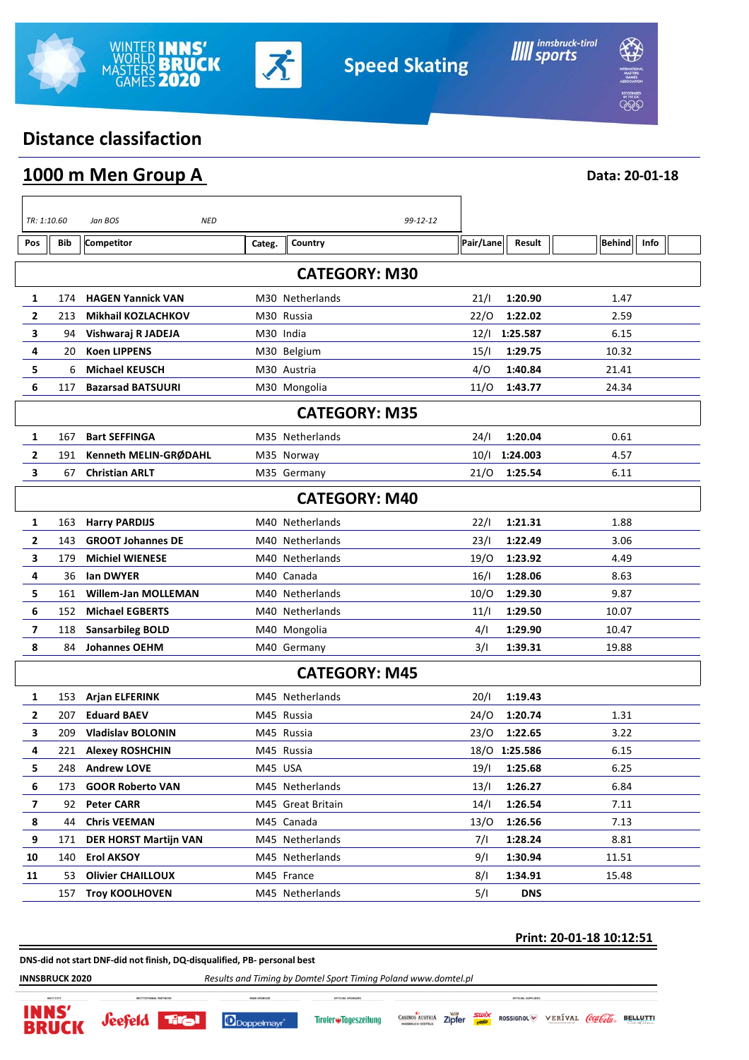WINTER INNS' WORLD BRUCK MASTERS GAMES 2020

Speed Skating

## Distance classifaction

## 1000 m Men Group A

**Data: 20-01-18**

| TR: 1:10.60 | Jan BOS | NED | 99-12-12 |
|---|---|---|---|

| Pos | Bib | Competitor | Categ. | Country | Pair/Lane | Result | Behind | Info |
|---|---|---|---|---|---|---|---|---|
| **CATEGORY: M30** | | | | | | | | |
| **1** | 174 | **HAGEN Yannick VAN** | M30 | Netherlands | 21/I | **1:20.90** | 1.47 | |
| **2** | 213 | **Mikhail KOZLACHKOV** | M30 | Russia | 22/O | **1:22.02** | 2.59 | |
| **3** | 94 | **Vishwaraj R JADEJA** | M30 | India | 12/I | **1:25.587** | 6.15 | |
| **4** | 20 | **Koen LIPPENS** | M30 | Belgium | 15/I | **1:29.75** | 10.32 | |
| **5** | 6 | **Michael KEUSCH** | M30 | Austria | 4/O | **1:40.84** | 21.41 | |
| **6** | 117 | **Bazarsad BATSUURI** | M30 | Mongolia | 11/O | **1:43.77** | 24.34 | |
| **CATEGORY: M35** | | | | | | | | |
| **1** | 167 | **Bart SEFFINGA** | M35 | Netherlands | 24/I | **1:20.04** | 0.61 | |
| **2** | 191 | **Kenneth MELIN-GRØDAHL** | M35 | Norway | 10/I | **1:24.003** | 4.57 | |
| **3** | 67 | **Christian ARLT** | M35 | Germany | 21/O | **1:25.54** | 6.11 | |
| **CATEGORY: M40** | | | | | | | | |
| **1** | 163 | **Harry PARDIJS** | M40 | Netherlands | 22/I | **1:21.31** | 1.88 | |
| **2** | 143 | **GROOT Johannes DE** | M40 | Netherlands | 23/I | **1:22.49** | 3.06 | |
| **3** | 179 | **Michiel WIENESE** | M40 | Netherlands | 19/O | **1:23.92** | 4.49 | |
| **4** | 36 | **Ian DWYER** | M40 | Canada | 16/I | **1:28.06** | 8.63 | |
| **5** | 161 | **Willem-Jan MOLLEMAN** | M40 | Netherlands | 10/O | **1:29.30** | 9.87 | |
| **6** | 152 | **Michael EGBERTS** | M40 | Netherlands | 11/I | **1:29.50** | 10.07 | |
| **7** | 118 | **Sansarbileg BOLD** | M40 | Mongolia | 4/I | **1:29.90** | 10.47 | |
| **8** | 84 | **Johannes OEHM** | M40 | Germany | 3/I | **1:39.31** | 19.88 | |
| **CATEGORY: M45** | | | | | | | | |
| **1** | 153 | **Arjan ELFERINK** | M45 | Netherlands | 20/I | **1:19.43** | | |
| **2** | 207 | **Eduard BAEV** | M45 | Russia | 24/O | **1:20.74** | 1.31 | |
| **3** | 209 | **Vladislav BOLONIN** | M45 | Russia | 23/O | **1:22.65** | 3.22 | |
| **4** | 221 | **Alexey ROSHCHIN** | M45 | Russia | 18/O | **1:25.586** | 6.15 | |
| **5** | 248 | **Andrew LOVE** | M45 | USA | 19/I | **1:25.68** | 6.25 | |
| **6** | 173 | **GOOR Roberto VAN** | M45 | Netherlands | 13/I | **1:26.27** | 6.84 | |
| **7** | 92 | **Peter CARR** | M45 | Great Britain | 14/I | **1:26.54** | 7.11 | |
| **8** | 44 | **Chris VEEMAN** | M45 | Canada | 13/O | **1:26.56** | 7.13 | |
| **9** | 171 | **DER HORST Martijn VAN** | M45 | Netherlands | 7/I | **1:28.24** | 8.81 | |
| **10** | 140 | **Erol AKSOY** | M45 | Netherlands | 9/I | **1:30.94** | 11.51 | |
| **11** | 53 | **Olivier CHAILLOUX** | M45 | France | 8/I | **1:34.91** | 15.48 | |
| | 157 | **Troy KOOLHOVEN** | M45 | Netherlands | 5/I | **DNS** | | |

**Print: 20-01-18 10:12:51**

**DNS-did not start DNF-did not finish, DQ-disqualified, PB- personal best**

**INNSBRUCK 2020** *Results and Timing by Domtel Sport Timing Poland www.domtel.pl*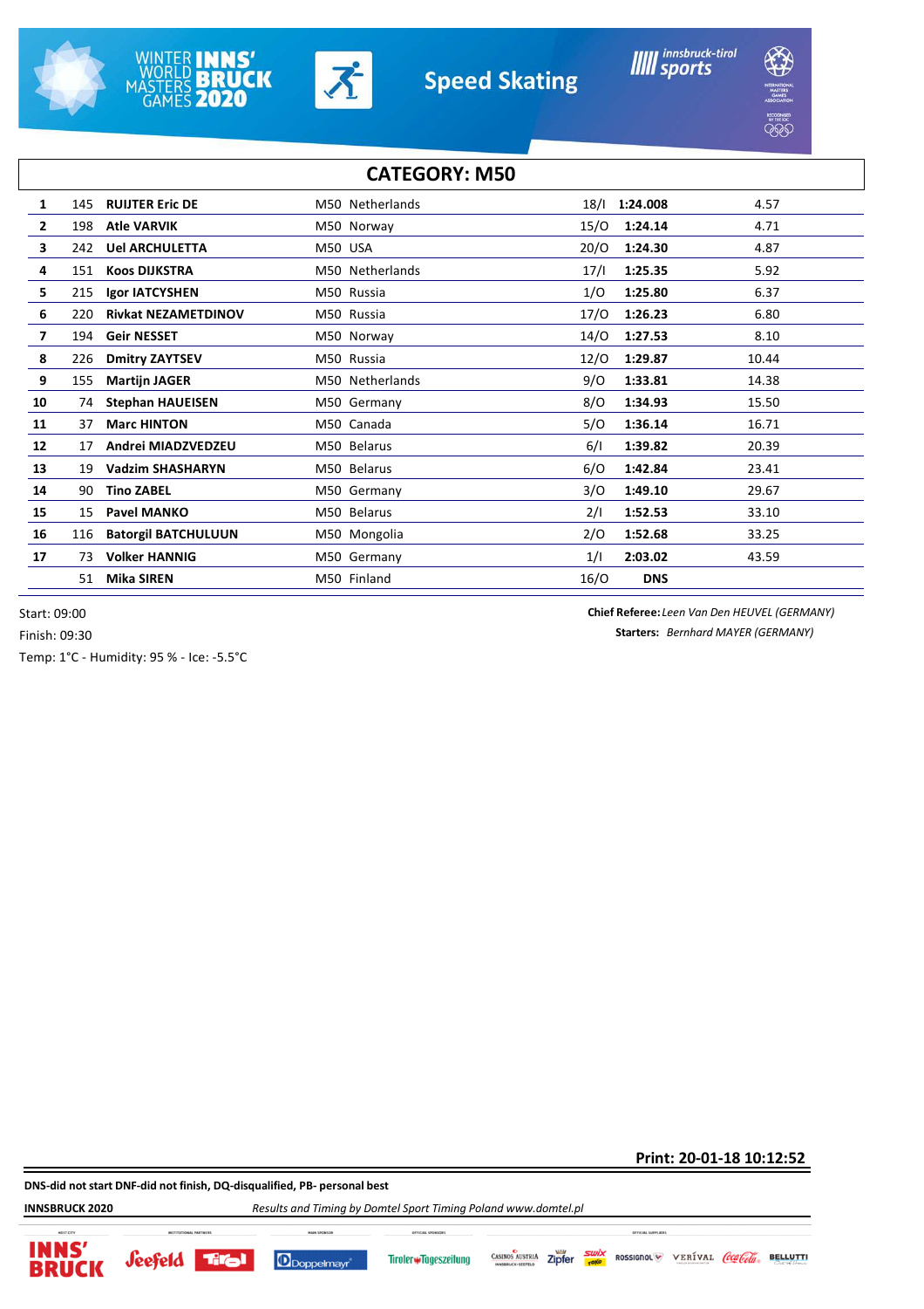## CATEGORY: M50

| | | | | | | |
|---|---|---|---|---|---|---|
| **1** | 145 | **RUIJTER Eric DE** | M50 Netherlands | 18/I | **1:24.008** | 4.57 |
| **2** | 198 | **Atle VARVIK** | M50 Norway | 15/O | **1:24.14** | 4.71 |
| **3** | 242 | **Uel ARCHULETTA** | M50 USA | 20/O | **1:24.30** | 4.87 |
| **4** | 151 | **Koos DIJKSTRA** | M50 Netherlands | 17/I | **1:25.35** | 5.92 |
| **5** | 215 | **Igor IATCYSHEN** | M50 Russia | 1/O | **1:25.80** | 6.37 |
| **6** | 220 | **Rivkat NEZAMETDINOV** | M50 Russia | 17/O | **1:26.23** | 6.80 |
| **7** | 194 | **Geir NESSET** | M50 Norway | 14/O | **1:27.53** | 8.10 |
| **8** | 226 | **Dmitry ZAYTSEV** | M50 Russia | 12/O | **1:29.87** | 10.44 |
| **9** | 155 | **Martijn JAGER** | M50 Netherlands | 9/O | **1:33.81** | 14.38 |
| **10** | 74 | **Stephan HAUEISEN** | M50 Germany | 8/O | **1:34.93** | 15.50 |
| **11** | 37 | **Marc HINTON** | M50 Canada | 5/O | **1:36.14** | 16.71 |
| **12** | 17 | **Andrei MIADZVEDZEU** | M50 Belarus | 6/I | **1:39.82** | 20.39 |
| **13** | 19 | **Vadzim SHASHARYN** | M50 Belarus | 6/O | **1:42.84** | 23.41 |
| **14** | 90 | **Tino ZABEL** | M50 Germany | 3/O | **1:49.10** | 29.67 |
| **15** | 15 | **Pavel MANKO** | M50 Belarus | 2/I | **1:52.53** | 33.10 |
| **16** | 116 | **Batorgil BATCHULUUN** | M50 Mongolia | 2/O | **1:52.68** | 33.25 |
| **17** | 73 | **Volker HANNIG** | M50 Germany | 1/I | **2:03.02** | 43.59 |
| | 51 | **Mika SIREN** | M50 Finland | 16/O | **DNS** | |

Start: 09:00

Finish: 09:30

Temp: 1°C - Humidity: 95 % - Ice: -5.5°C

**Chief Referee:** *Leen Van Den HEUVEL (GERMANY)*

**Starters:** *Bernhard MAYER (GERMANY)*

**Print: 20-01-18 10:12:52**

**DNS-did not start DNF-did not finish, DQ-disqualified, PB- personal best**

**INNSBRUCK 2020** *Results and Timing by Domtel Sport Timing Poland www.domtel.pl*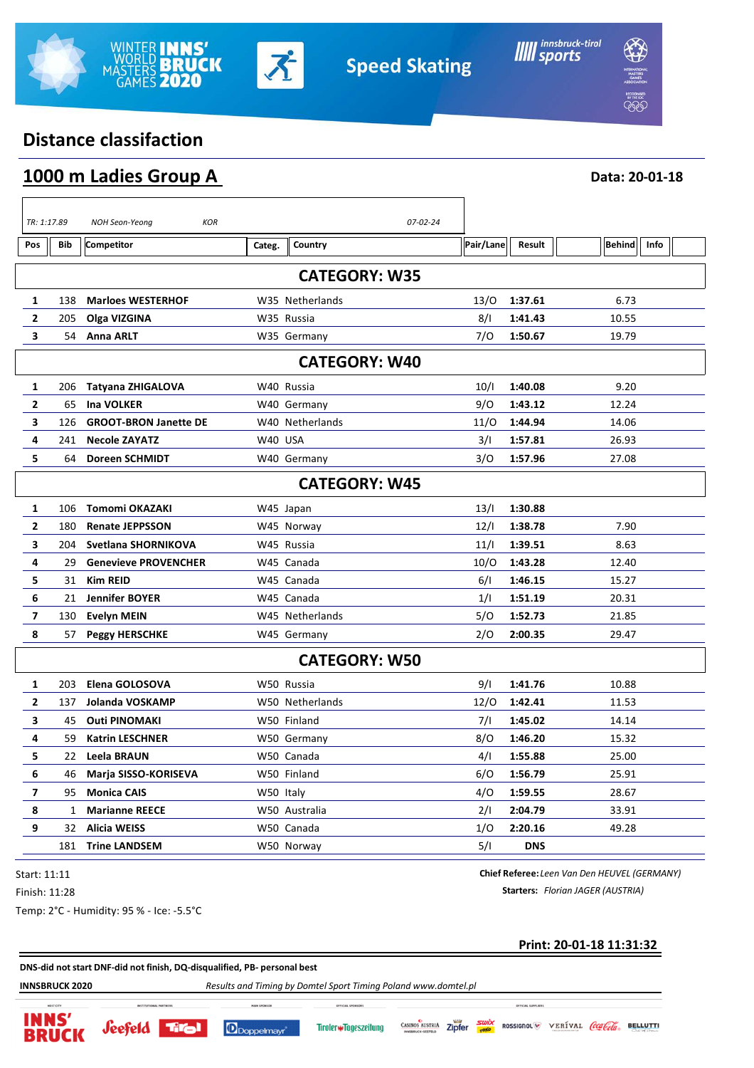## Distance classifaction

## 1000 m Ladies Group A

**Data: 20-01-18**

TR: 1:17.89 NOH Seon-Yeong KOR 07-02-24

| Pos | Bib | Competitor | Categ. | Country | Pair/Lane | Result | Behind | Info |
|---|---|---|---|---|---|---|---|---|
| **CATEGORY: W35** | | | | | | | | |
| 1 | 138 | **Marloes WESTERHOF** | W35 | Netherlands | 13/O | **1:37.61** | 6.73 | |
| 2 | 205 | **Olga VIZGINA** | W35 | Russia | 8/I | **1:41.43** | 10.55 | |
| 3 | 54 | **Anna ARLT** | W35 | Germany | 7/O | **1:50.67** | 19.79 | |
| **CATEGORY: W40** | | | | | | | | |
| 1 | 206 | **Tatyana ZHIGALOVA** | W40 | Russia | 10/I | **1:40.08** | 9.20 | |
| 2 | 65 | **Ina VOLKER** | W40 | Germany | 9/O | **1:43.12** | 12.24 | |
| 3 | 126 | **GROOT-BRON Janette DE** | W40 | Netherlands | 11/O | **1:44.94** | 14.06 | |
| 4 | 241 | **Necole ZAYATZ** | W40 | USA | 3/I | **1:57.81** | 26.93 | |
| 5 | 64 | **Doreen SCHMIDT** | W40 | Germany | 3/O | **1:57.96** | 27.08 | |
| **CATEGORY: W45** | | | | | | | | |
| 1 | 106 | **Tomomi OKAZAKI** | W45 | Japan | 13/I | **1:30.88** | | |
| 2 | 180 | **Renate JEPPSSON** | W45 | Norway | 12/I | **1:38.78** | 7.90 | |
| 3 | 204 | **Svetlana SHORNIKOVA** | W45 | Russia | 11/I | **1:39.51** | 8.63 | |
| 4 | 29 | **Genevieve PROVENCHER** | W45 | Canada | 10/O | **1:43.28** | 12.40 | |
| 5 | 31 | **Kim REID** | W45 | Canada | 6/I | **1:46.15** | 15.27 | |
| 6 | 21 | **Jennifer BOYER** | W45 | Canada | 1/I | **1:51.19** | 20.31 | |
| 7 | 130 | **Evelyn MEIN** | W45 | Netherlands | 5/O | **1:52.73** | 21.85 | |
| 8 | 57 | **Peggy HERSCHKE** | W45 | Germany | 2/O | **2:00.35** | 29.47 | |
| **CATEGORY: W50** | | | | | | | | |
| 1 | 203 | **Elena GOLOSOVA** | W50 | Russia | 9/I | **1:41.76** | 10.88 | |
| 2 | 137 | **Jolanda VOSKAMP** | W50 | Netherlands | 12/O | **1:42.41** | 11.53 | |
| 3 | 45 | **Outi PINOMAKI** | W50 | Finland | 7/I | **1:45.02** | 14.14 | |
| 4 | 59 | **Katrin LESCHNER** | W50 | Germany | 8/O | **1:46.20** | 15.32 | |
| 5 | 22 | **Leela BRAUN** | W50 | Canada | 4/I | **1:55.88** | 25.00 | |
| 6 | 46 | **Marja SISSO-KORISEVA** | W50 | Finland | 6/O | **1:56.79** | 25.91 | |
| 7 | 95 | **Monica CAIS** | W50 | Italy | 4/O | **1:59.55** | 28.67 | |
| 8 | 1 | **Marianne REECE** | W50 | Australia | 2/I | **2:04.79** | 33.91 | |
| 9 | 32 | **Alicia WEISS** | W50 | Canada | 1/O | **2:20.16** | 49.28 | |
| | 181 | **Trine LANDSEM** | W50 | Norway | 5/I | **DNS** | | |

Start: 11:11
Finish: 11:28
Temp: 2°C - Humidity: 95 % - Ice: -5.5°C

**Chief Referee:** *Leen Van Den HEUVEL (GERMANY)*
**Starters:** *Florian JAGER (AUSTRIA)*

**Print: 20-01-18 11:31:32**

**DNS-did not start DNF-did not finish, DQ-disqualified, PB- personal best**

**INNSBRUCK 2020** *Results and Timing by Domtel Sport Timing Poland www.domtel.pl*